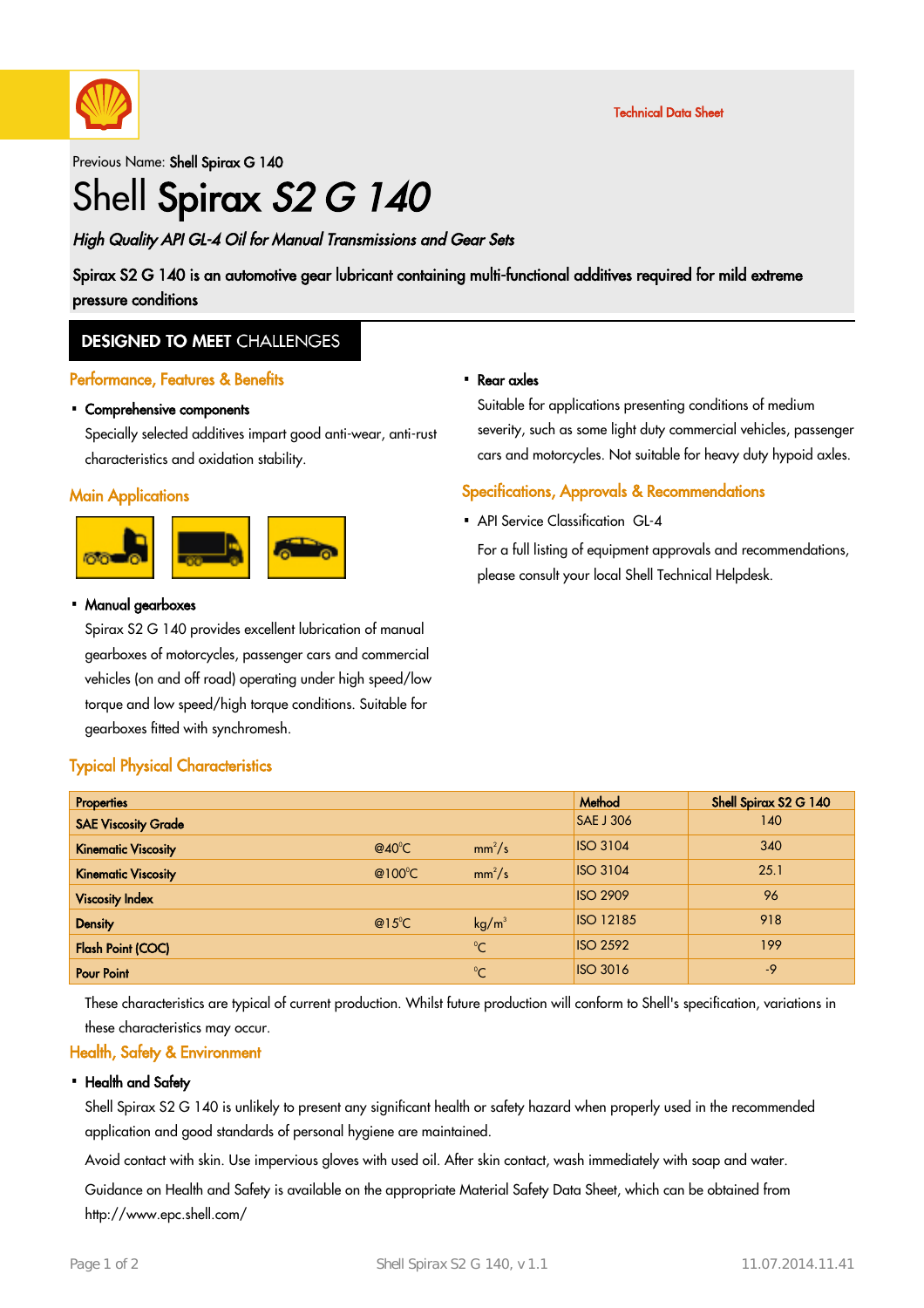Technical Data Sheet

Previous Name: **Shell Spirax G 140**

# Shell **Spirax** *S2 G 140*

*High Quality API GL-4 Oil for Manual Transmissions and Gear Sets*

**Spirax S2 G 140 is an automotive gear lubricant containing multi-functional additives required for mild extreme pressure conditions**

## DESIGNED TO MEET CHALLENGES

### Performance, Features & Benefits

- **Comprehensive components**

  Specially selected additives impart good anti-wear, anti-rust characteristics and oxidation stability.

### Main Applications

- **Manual gearboxes**

  Spirax S2 G 140 provides excellent lubrication of manual gearboxes of motorcycles, passenger cars and commercial vehicles (on and off road) operating under high speed/low torque and low speed/high torque conditions. Suitable for gearboxes fitted with synchromesh.

- **Rear axles**

  Suitable for applications presenting conditions of medium severity, such as some light duty commercial vehicles, passenger cars and motorcycles. Not suitable for heavy duty hypoid axles.

### Specifications, Approvals & Recommendations

- API Service Classification GL-4

  For a full listing of equipment approvals and recommendations, please consult your local Shell Technical Helpdesk.

### Typical Physical Characteristics

| Properties | | | Method | Shell Spirax S2 G 140 |
|---|---|---|---|---|
| **SAE Viscosity Grade** | | | SAE J 306 | 140 |
| **Kinematic Viscosity** | @40°C | $mm^2/s$ | ISO 3104 | 340 |
| **Kinematic Viscosity** | @100°C | $mm^2/s$ | ISO 3104 | 25.1 |
| **Viscosity Index** | | | ISO 2909 | 96 |
| **Density** | @15°C | $kg/m^3$ | ISO 12185 | 918 |
| **Flash Point (COC)** | | °C | ISO 2592 | 199 |
| **Pour Point** | | °C | ISO 3016 | -9 |

These characteristics are typical of current production. Whilst future production will conform to Shell's specification, variations in these characteristics may occur.

### Health, Safety & Environment

- **Health and Safety**

  Shell Spirax S2 G 140 is unlikely to present any significant health or safety hazard when properly used in the recommended application and good standards of personal hygiene are maintained.

  Avoid contact with skin. Use impervious gloves with used oil. After skin contact, wash immediately with soap and water.

  Guidance on Health and Safety is available on the appropriate Material Safety Data Sheet, which can be obtained from http://www.epc.shell.com/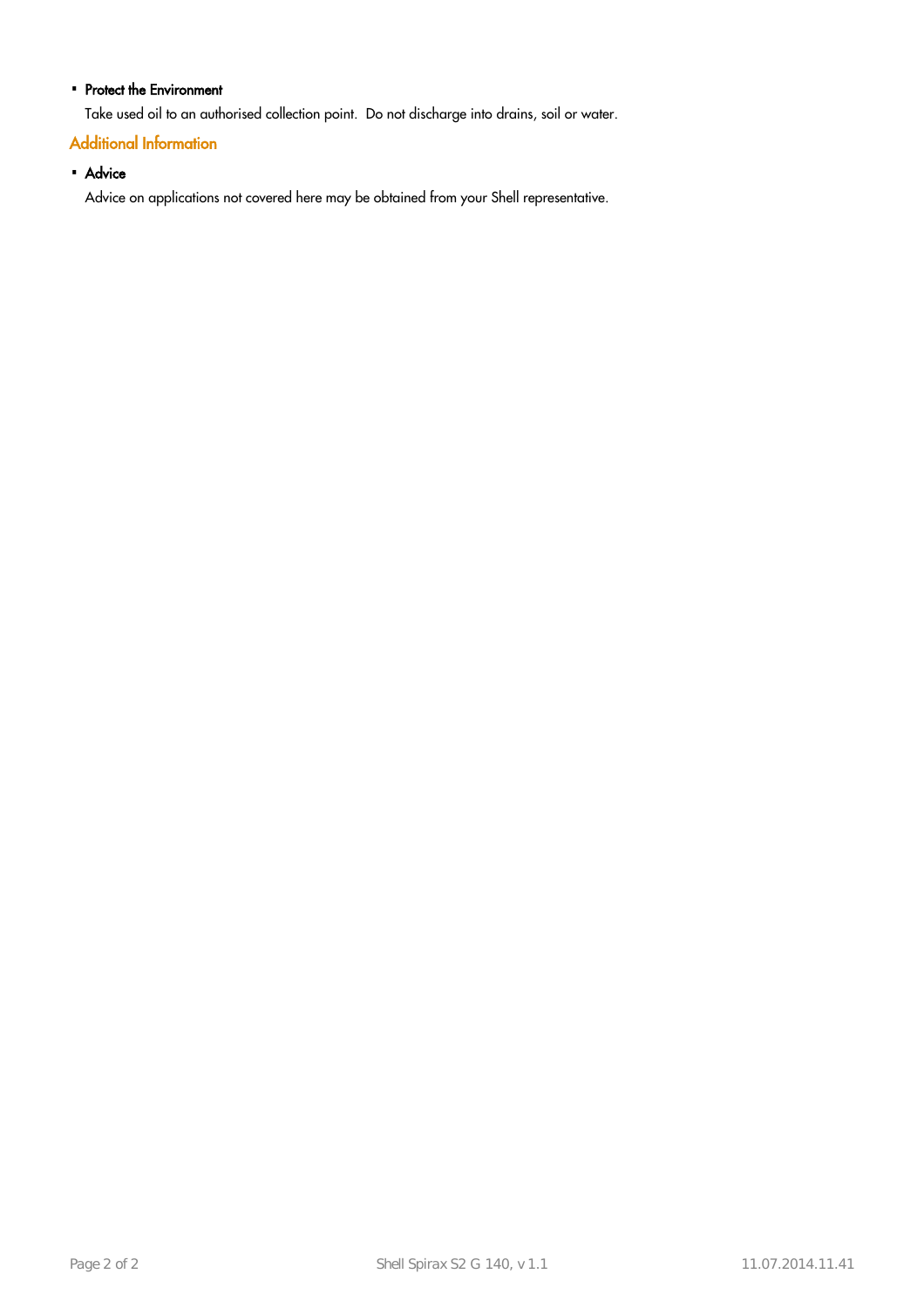- **Protect the Environment**

  Take used oil to an authorised collection point. Do not discharge into drains, soil or water.

## Additional Information

- **Advice**

  Advice on applications not covered here may be obtained from your Shell representative.